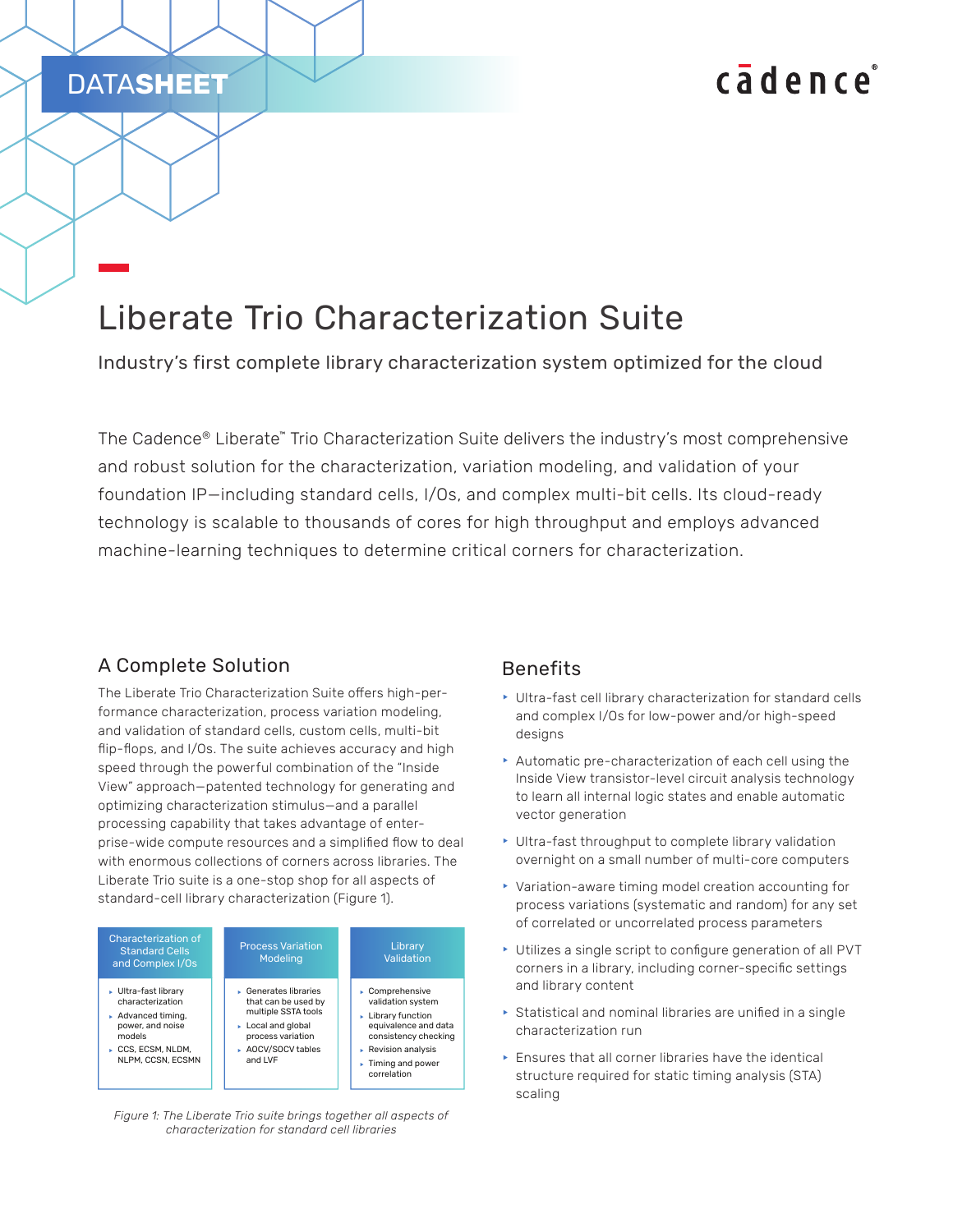DATASHEET

# Liberate Trio Characterization Suite

Industry's first complete library characterization system optimized for the cloud

The Cadence® Liberate™ Trio Characterization Suite delivers the industry's most comprehensive and robust solution for the characterization, variation modeling, and validation of your foundation IP—including standard cells, I/Os, and complex multi-bit cells. Its cloud-ready technology is scalable to thousands of cores for high throughput and employs advanced machine-learning techniques to determine critical corners for characterization.

## A Complete Solution

The Liberate Trio Characterization Suite offers high-performance characterization, process variation modeling, and validation of standard cells, custom cells, multi-bit flip-flops, and I/Os. The suite achieves accuracy and high speed through the powerful combination of the "Inside View" approach—patented technology for generating and optimizing characterization stimulus—and a parallel processing capability that takes advantage of enterprise-wide compute resources and a simplified flow to deal with enormous collections of corners across libraries. The Liberate Trio suite is a one-stop shop for all aspects of standard-cell library characterization (Figure 1).

| Characterization of Standard Cells and Complex I/Os | Process Variation Modeling | Library Validation |
|---|---|---|
| ‣ Ultra-fast library characterization<br>‣ Advanced timing, power, and noise models<br>‣ CCS, ECSM, NLDM, NLPM, CCSN, ECSMN | ‣ Generates libraries that can be used by multiple SSTA tools<br>‣ Local and global process variation<br>‣ AOCV/SOCV tables and LVF | ‣ Comprehensive validation system<br>‣ Library function equivalence and data consistency checking<br>‣ Revision analysis<br>‣ Timing and power correlation |

*Figure 1: The Liberate Trio suite brings together all aspects of characterization for standard cell libraries*

## Benefits

- Ultra-fast cell library characterization for standard cells and complex I/Os for low-power and/or high-speed designs
- Automatic pre-characterization of each cell using the Inside View transistor-level circuit analysis technology to learn all internal logic states and enable automatic vector generation
- Ultra-fast throughput to complete library validation overnight on a small number of multi-core computers
- Variation-aware timing model creation accounting for process variations (systematic and random) for any set of correlated or uncorrelated process parameters
- Utilizes a single script to configure generation of all PVT corners in a library, including corner-specific settings and library content
- Statistical and nominal libraries are unified in a single characterization run
- Ensures that all corner libraries have the identical structure required for static timing analysis (STA) scaling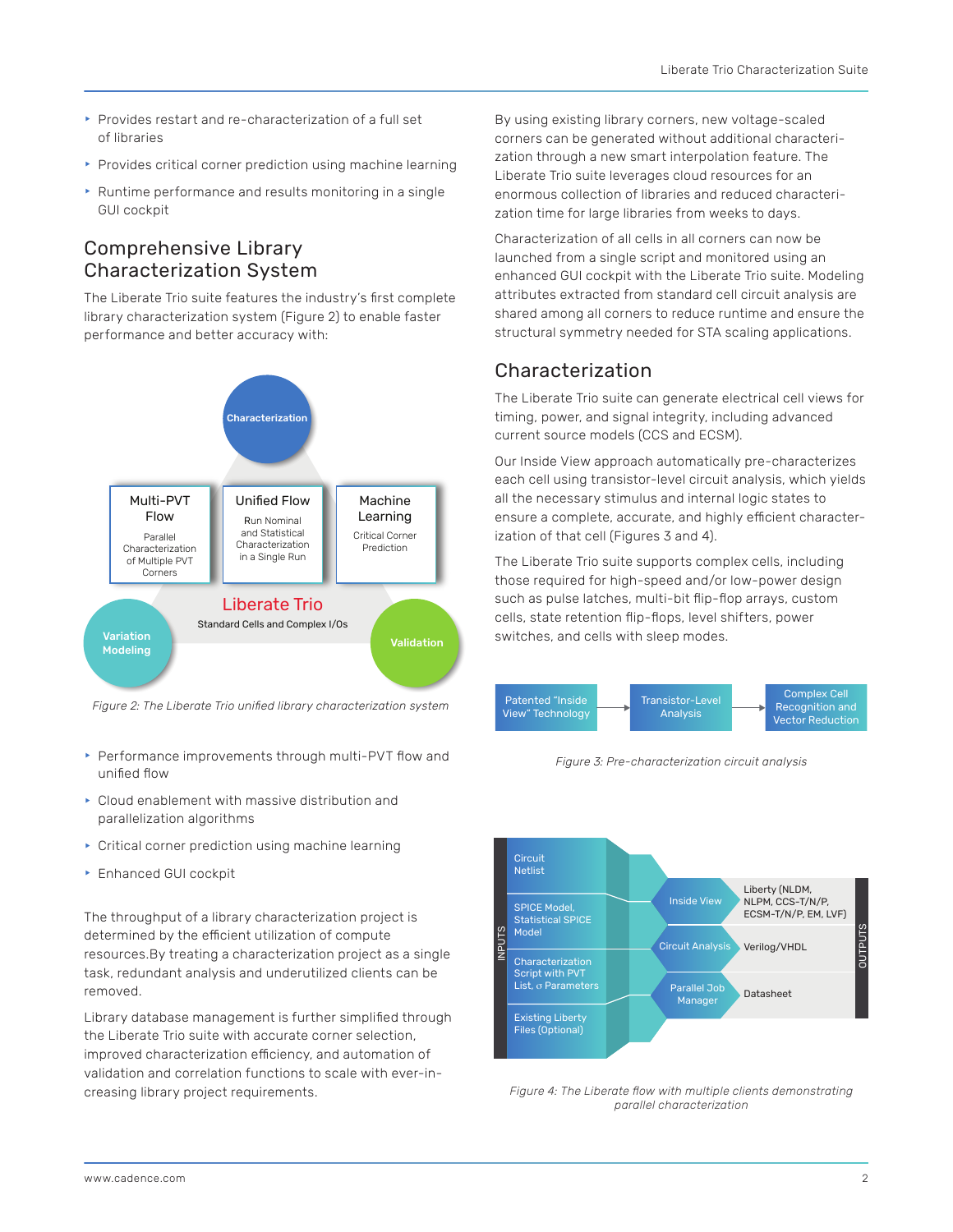- Provides restart and re-characterization of a full set of libraries
- Provides critical corner prediction using machine learning
- Runtime performance and results monitoring in a single GUI cockpit

## Comprehensive Library Characterization System

The Liberate Trio suite features the industry's first complete library characterization system (Figure 2) to enable faster performance and better accuracy with:

*Figure 2: The Liberate Trio unified library characterization system*

- Performance improvements through multi-PVT flow and unified flow
- Cloud enablement with massive distribution and parallelization algorithms
- Critical corner prediction using machine learning
- Enhanced GUI cockpit

The throughput of a library characterization project is determined by the efficient utilization of compute resources.By treating a characterization project as a single task, redundant analysis and underutilized clients can be removed.

Library database management is further simplified through the Liberate Trio suite with accurate corner selection, improved characterization efficiency, and automation of validation and correlation functions to scale with ever-increasing library project requirements.

By using existing library corners, new voltage-scaled corners can be generated without additional characterization through a new smart interpolation feature. The Liberate Trio suite leverages cloud resources for an enormous collection of libraries and reduced characterization time for large libraries from weeks to days.

Characterization of all cells in all corners can now be launched from a single script and monitored using an enhanced GUI cockpit with the Liberate Trio suite. Modeling attributes extracted from standard cell circuit analysis are shared among all corners to reduce runtime and ensure the structural symmetry needed for STA scaling applications.

## Characterization

The Liberate Trio suite can generate electrical cell views for timing, power, and signal integrity, including advanced current source models (CCS and ECSM).

Our Inside View approach automatically pre-characterizes each cell using transistor-level circuit analysis, which yields all the necessary stimulus and internal logic states to ensure a complete, accurate, and highly efficient characterization of that cell (Figures 3 and 4).

The Liberate Trio suite supports complex cells, including those required for high-speed and/or low-power design such as pulse latches, multi-bit flip-flop arrays, custom cells, state retention flip-flops, level shifters, power switches, and cells with sleep modes.

*Figure 3: Pre-characterization circuit analysis*

*Figure 4: The Liberate flow with multiple clients demonstrating parallel characterization*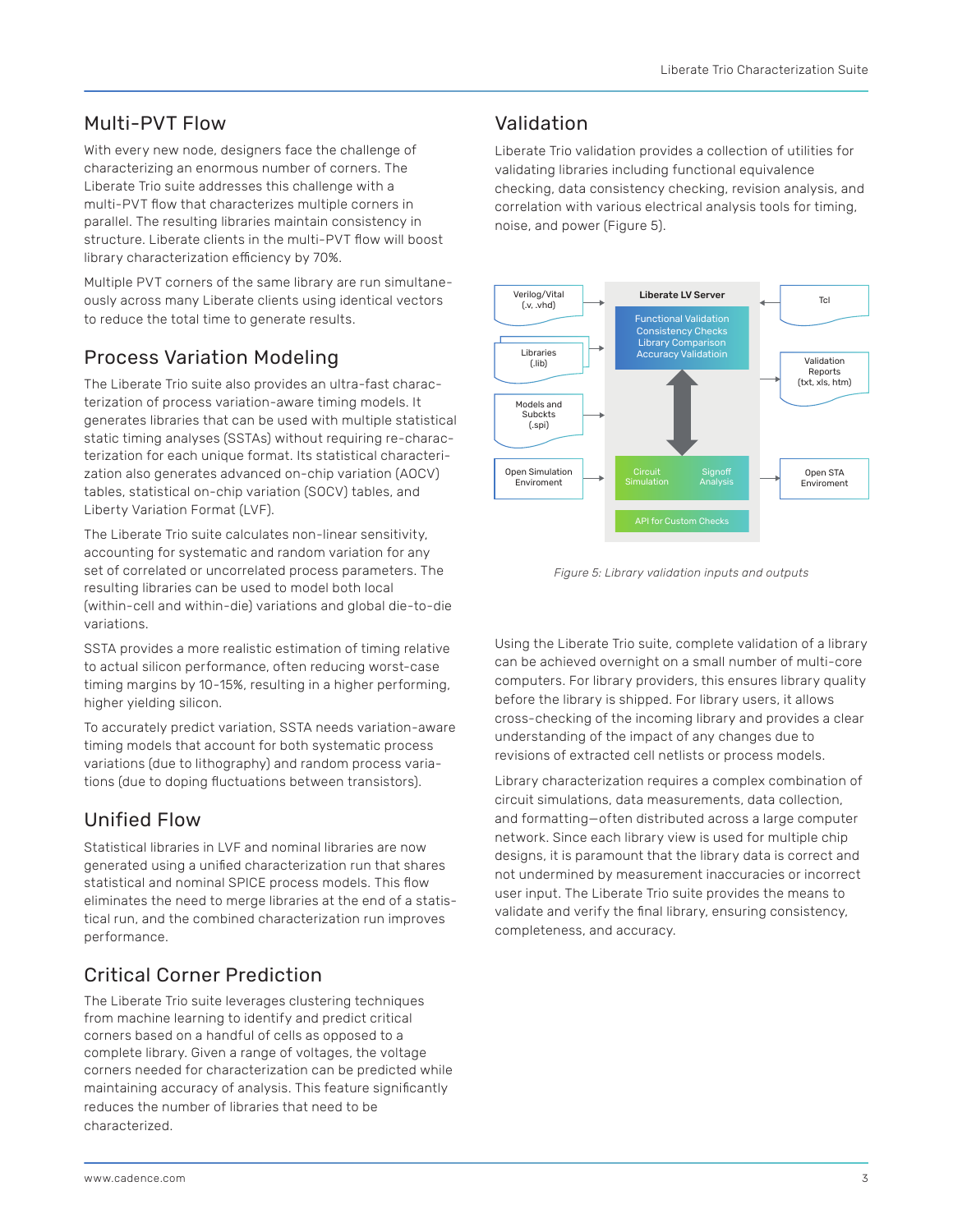## Multi-PVT Flow

With every new node, designers face the challenge of characterizing an enormous number of corners. The Liberate Trio suite addresses this challenge with a multi-PVT flow that characterizes multiple corners in parallel. The resulting libraries maintain consistency in structure. Liberate clients in the multi-PVT flow will boost library characterization efficiency by 70%.

Multiple PVT corners of the same library are run simultaneously across many Liberate clients using identical vectors to reduce the total time to generate results.

## Process Variation Modeling

The Liberate Trio suite also provides an ultra-fast characterization of process variation-aware timing models. It generates libraries that can be used with multiple statistical static timing analyses (SSTAs) without requiring re-characterization for each unique format. Its statistical characterization also generates advanced on-chip variation (AOCV) tables, statistical on-chip variation (SOCV) tables, and Liberty Variation Format (LVF).

The Liberate Trio suite calculates non-linear sensitivity, accounting for systematic and random variation for any set of correlated or uncorrelated process parameters. The resulting libraries can be used to model both local (within-cell and within-die) variations and global die-to-die variations.

SSTA provides a more realistic estimation of timing relative to actual silicon performance, often reducing worst-case timing margins by 10-15%, resulting in a higher performing, higher yielding silicon.

To accurately predict variation, SSTA needs variation-aware timing models that account for both systematic process variations (due to lithography) and random process variations (due to doping fluctuations between transistors).

## Unified Flow

Statistical libraries in LVF and nominal libraries are now generated using a unified characterization run that shares statistical and nominal SPICE process models. This flow eliminates the need to merge libraries at the end of a statistical run, and the combined characterization run improves performance.

## Critical Corner Prediction

The Liberate Trio suite leverages clustering techniques from machine learning to identify and predict critical corners based on a handful of cells as opposed to a complete library. Given a range of voltages, the voltage corners needed for characterization can be predicted while maintaining accuracy of analysis. This feature significantly reduces the number of libraries that need to be characterized.

## Validation

Liberate Trio validation provides a collection of utilities for validating libraries including functional equivalence checking, data consistency checking, revision analysis, and correlation with various electrical analysis tools for timing, noise, and power (Figure 5).

Verilog/Vital (.v, .vhd)
Libraries (.lib)
Models and Subckts (.spi)
Open Simulation Enviroment
Liberate LV Server
Functional Validation
Consistency Checks
Library Comparison
Accuracy Validatioin
Circuit Simulation
Signoff Analysis
API for Custom Checks
Tcl
Validation Reports (txt, xls, htm)
Open STA Enviroment

*Figure 5: Library validation inputs and outputs*

Using the Liberate Trio suite, complete validation of a library can be achieved overnight on a small number of multi-core computers. For library providers, this ensures library quality before the library is shipped. For library users, it allows cross-checking of the incoming library and provides a clear understanding of the impact of any changes due to revisions of extracted cell netlists or process models.

Library characterization requires a complex combination of circuit simulations, data measurements, data collection, and formatting—often distributed across a large computer network. Since each library view is used for multiple chip designs, it is paramount that the library data is correct and not undermined by measurement inaccuracies or incorrect user input. The Liberate Trio suite provides the means to validate and verify the final library, ensuring consistency, completeness, and accuracy.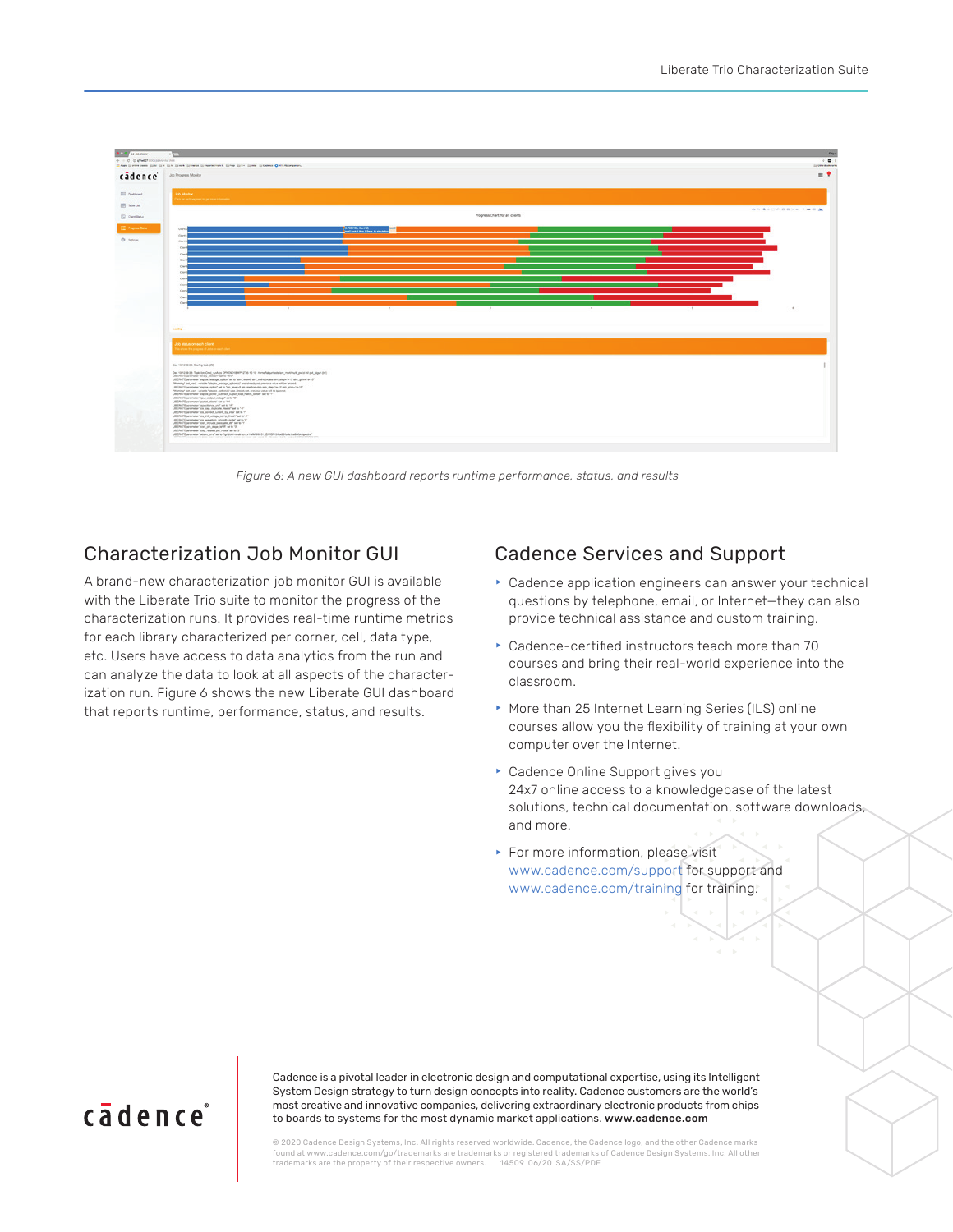Figure 6: A new GUI dashboard reports runtime performance, status, and results

## Characterization Job Monitor GUI

A brand-new characterization job monitor GUI is available with the Liberate Trio suite to monitor the progress of the characterization runs. It provides real-time runtime metrics for each library characterized per corner, cell, data type, etc. Users have access to data analytics from the run and can analyze the data to look at all aspects of the characterization run. Figure 6 shows the new Liberate GUI dashboard that reports runtime, performance, status, and results.

## Cadence Services and Support

- Cadence application engineers can answer your technical questions by telephone, email, or Internet—they can also provide technical assistance and custom training.
- Cadence-certified instructors teach more than 70 courses and bring their real-world experience into the classroom.
- More than 25 Internet Learning Series (ILS) online courses allow you the flexibility of training at your own computer over the Internet.
- Cadence Online Support gives you 24x7 online access to a knowledgebase of the latest solutions, technical documentation, software downloads, and more.
- For more information, please visit www.cadence.com/support for support and www.cadence.com/training for training.

Cadence is a pivotal leader in electronic design and computational expertise, using its Intelligent System Design strategy to turn design concepts into reality. Cadence customers are the world's most creative and innovative companies, delivering extraordinary electronic products from chips to boards to systems for the most dynamic market applications. **www.cadence.com**

© 2020 Cadence Design Systems, Inc. All rights reserved worldwide. Cadence, the Cadence logo, and the other Cadence marks found at www.cadence.com/go/trademarks are trademarks or registered trademarks of Cadence Design Systems, Inc. All other trademarks are the property of their respective owners. 14509 06/20 SA/SS/PDF